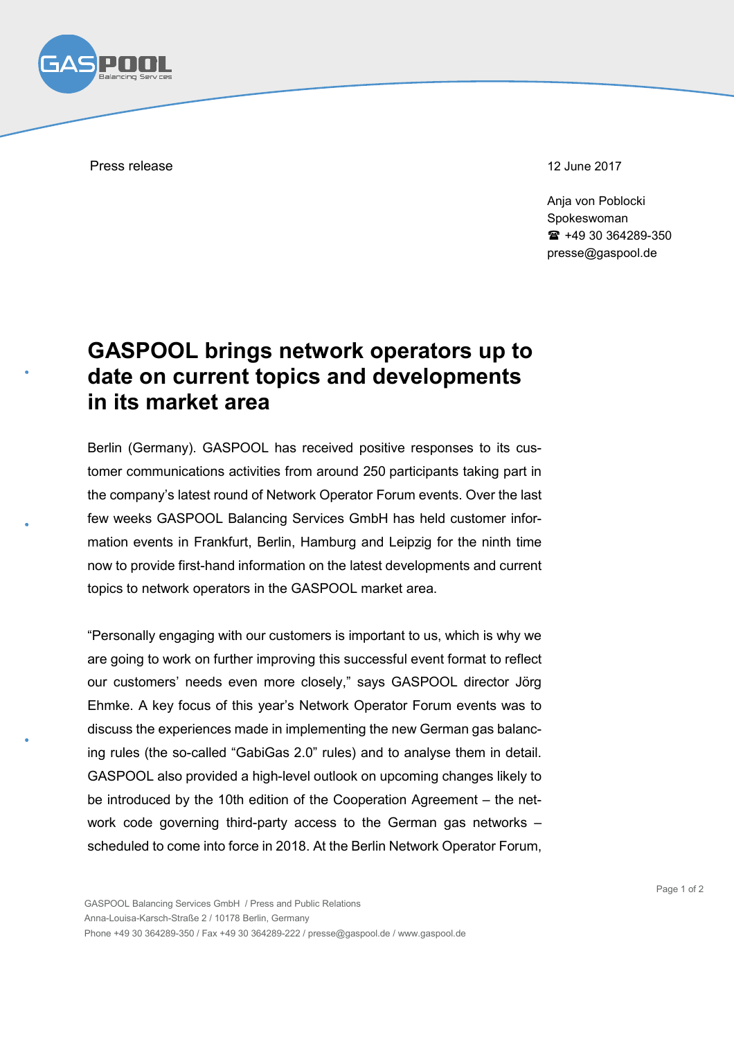Press release

12 June 2017

Anja von Poblocki
Spokeswoman
☎ +49 30 364289-350
presse@gaspool.de

# GASPOOL brings network operators up to date on current topics and developments in its market area

Berlin (Germany). GASPOOL has received positive responses to its customer communications activities from around 250 participants taking part in the company's latest round of Network Operator Forum events. Over the last few weeks GASPOOL Balancing Services GmbH has held customer information events in Frankfurt, Berlin, Hamburg and Leipzig for the ninth time now to provide first-hand information on the latest developments and current topics to network operators in the GASPOOL market area.

"Personally engaging with our customers is important to us, which is why we are going to work on further improving this successful event format to reflect our customers' needs even more closely," says GASPOOL director Jörg Ehmke. A key focus of this year's Network Operator Forum events was to discuss the experiences made in implementing the new German gas balancing rules (the so-called "GabiGas 2.0" rules) and to analyse them in detail. GASPOOL also provided a high-level outlook on upcoming changes likely to be introduced by the 10th edition of the Cooperation Agreement – the network code governing third-party access to the German gas networks – scheduled to come into force in 2018. At the Berlin Network Operator Forum,

GASPOOL Balancing Services GmbH / Press and Public Relations
Anna-Louisa-Karsch-Straße 2 / 10178 Berlin, Germany
Phone +49 30 364289-350 / Fax +49 30 364289-222 / presse@gaspool.de / www.gaspool.de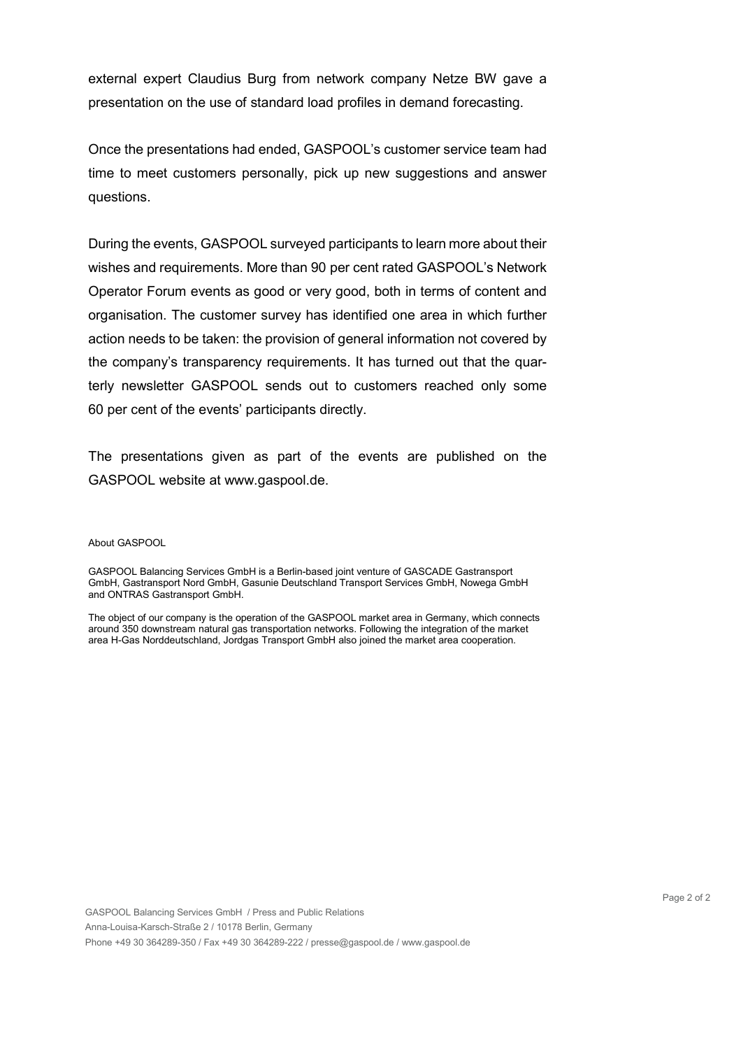external expert Claudius Burg from network company Netze BW gave a presentation on the use of standard load profiles in demand forecasting.

Once the presentations had ended, GASPOOL's customer service team had time to meet customers personally, pick up new suggestions and answer questions.

During the events, GASPOOL surveyed participants to learn more about their wishes and requirements. More than 90 per cent rated GASPOOL's Network Operator Forum events as good or very good, both in terms of content and organisation. The customer survey has identified one area in which further action needs to be taken: the provision of general information not covered by the company's transparency requirements. It has turned out that the quarterly newsletter GASPOOL sends out to customers reached only some 60 per cent of the events' participants directly.

The presentations given as part of the events are published on the GASPOOL website at www.gaspool.de.

About GASPOOL

GASPOOL Balancing Services GmbH is a Berlin-based joint venture of GASCADE Gastransport GmbH, Gastransport Nord GmbH, Gasunie Deutschland Transport Services GmbH, Nowega GmbH and ONTRAS Gastransport GmbH.

The object of our company is the operation of the GASPOOL market area in Germany, which connects around 350 downstream natural gas transportation networks. Following the integration of the market area H-Gas Norddeutschland, Jordgas Transport GmbH also joined the market area cooperation.

GASPOOL Balancing Services GmbH / Press and Public Relations
Anna-Louisa-Karsch-Straße 2 / 10178 Berlin, Germany
Phone +49 30 364289-350 / Fax +49 30 364289-222 / presse@gaspool.de / www.gaspool.de